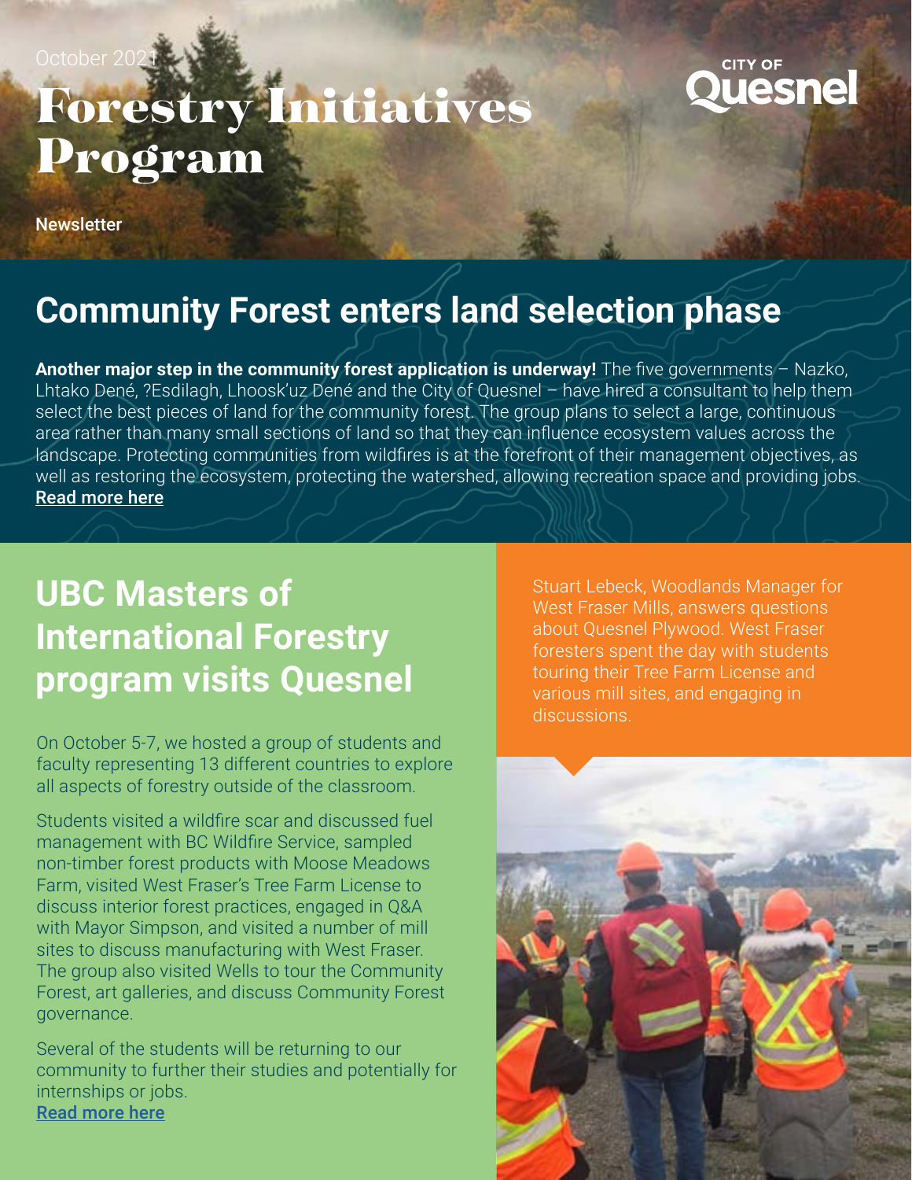October 2021

# Forestry Initiatives Program

CITY OF Quesnel

Newsletter

## Community Forest enters land selection phase

**Another major step in the community forest application is underway!** The five governments – Nazko, Lhtako Dené, ?Esdilagh, Lhoosk'uz Dené and the City of Quesnel – have hired a consultant to help them select the best pieces of land for the community forest. The group plans to select a large, continuous area rather than many small sections of land so that they can influence ecosystem values across the landscape. Protecting communities from wildfires is at the forefront of their management objectives, as well as restoring the ecosystem, protecting the watershed, allowing recreation space and providing jobs. Read more here

## UBC Masters of International Forestry program visits Quesnel

On October 5-7, we hosted a group of students and faculty representing 13 different countries to explore all aspects of forestry outside of the classroom.

Students visited a wildfire scar and discussed fuel management with BC Wildfire Service, sampled non-timber forest products with Moose Meadows Farm, visited West Fraser's Tree Farm License to discuss interior forest practices, engaged in Q&A with Mayor Simpson, and visited a number of mill sites to discuss manufacturing with West Fraser. The group also visited Wells to tour the Community Forest, art galleries, and discuss Community Forest governance.

Several of the students will be returning to our community to further their studies and potentially for internships or jobs.
Read more here

Stuart Lebeck, Woodlands Manager for West Fraser Mills, answers questions about Quesnel Plywood. West Fraser foresters spent the day with students touring their Tree Farm License and various mill sites, and engaging in discussions.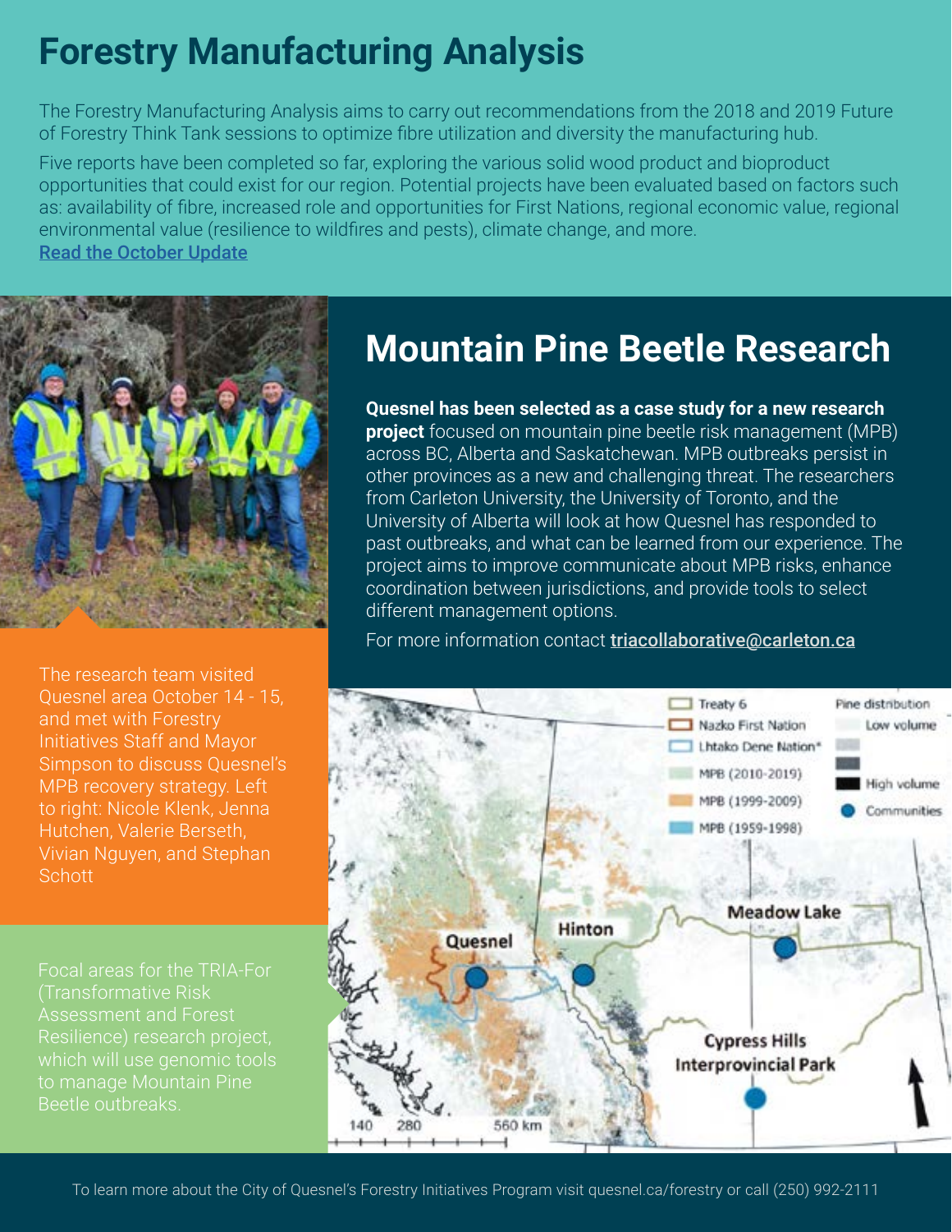# Forestry Manufacturing Analysis

The Forestry Manufacturing Analysis aims to carry out recommendations from the 2018 and 2019 Future of Forestry Think Tank sessions to optimize fibre utilization and diversity the manufacturing hub.

Five reports have been completed so far, exploring the various solid wood product and bioproduct opportunities that could exist for our region. Potential projects have been evaluated based on factors such as: availability of fibre, increased role and opportunities for First Nations, regional economic value, regional environmental value (resilience to wildfires and pests), climate change, and more.

[Read the October Update](#)

# Mountain Pine Beetle Research

**Quesnel has been selected as a case study for a new research project** focused on mountain pine beetle risk management (MPB) across BC, Alberta and Saskatchewan. MPB outbreaks persist in other provinces as a new and challenging threat. The researchers from Carleton University, the University of Toronto, and the University of Alberta will look at how Quesnel has responded to past outbreaks, and what can be learned from our experience. The project aims to improve communicate about MPB risks, enhance coordination between jurisdictions, and provide tools to select different management options.

For more information contact triacollaborative@carleton.ca

The research team visited Quesnel area October 14 - 15, and met with Forestry Initiatives Staff and Mayor Simpson to discuss Quesnel's MPB recovery strategy. Left to right: Nicole Klenk, Jenna Hutchen, Valerie Berseth, Vivian Nguyen, and Stephan Schott

Treaty 6
Nazko First Nation
Lhtako Dene Nation*
MPB (2010-2019)
MPB (1999-2009)
MPB (1959-1998)
Pine distribution
Low volume
High volume
Communities
Quesnel
Hinton
Meadow Lake
Cypress Hills Interprovincial Park
140 280 560 km

Focal areas for the TRIA-For (Transformative Risk Assessment and Forest Resilience) research project, which will use genomic tools to manage Mountain Pine Beetle outbreaks.

To learn more about the City of Quesnel's Forestry Initiatives Program visit quesnel.ca/forestry or call (250) 992-2111